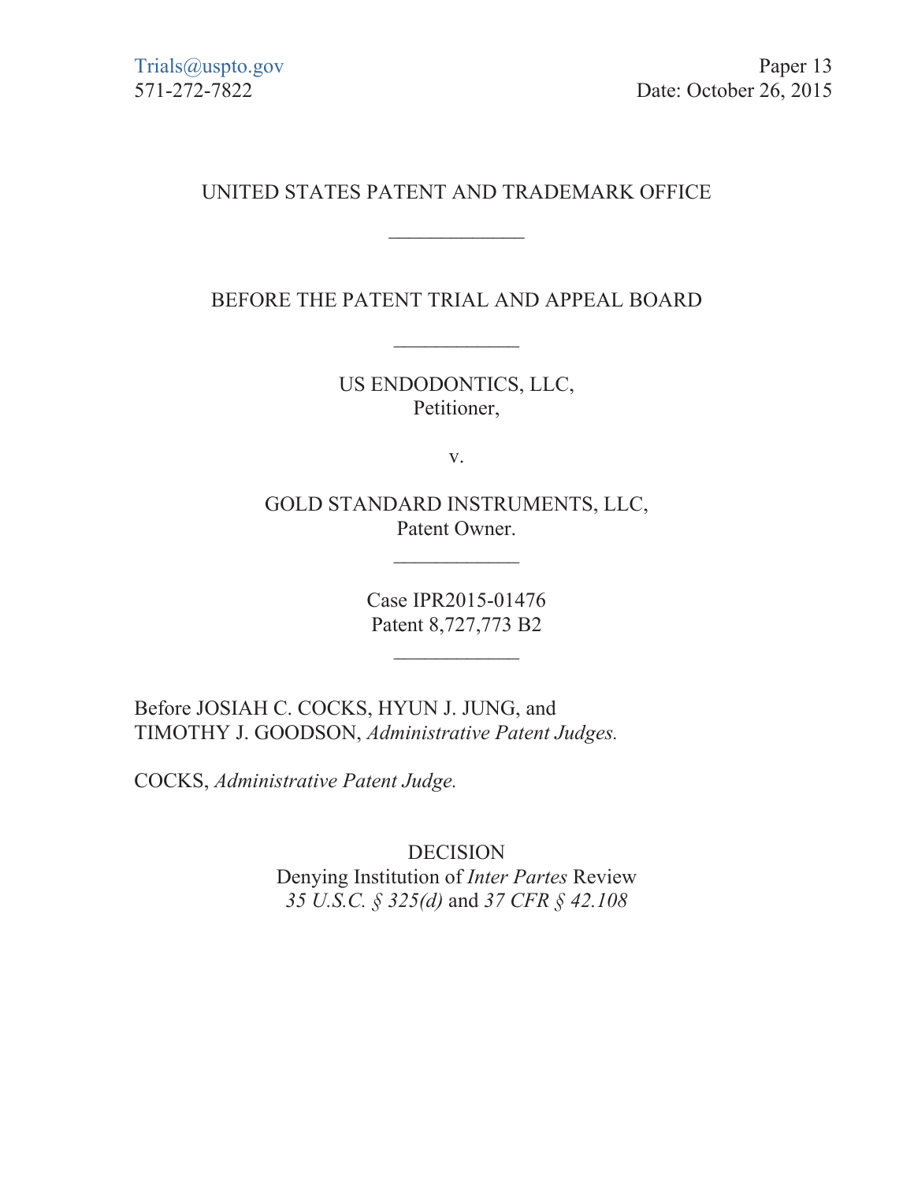Trials@uspto.gov
571-272-7822

Paper 13
Date: October 26, 2015

UNITED STATES PATENT AND TRADEMARK OFFICE

\_\_\_\_\_\_\_\_\_\_\_\_

BEFORE THE PATENT TRIAL AND APPEAL BOARD

\_\_\_\_\_\_\_\_\_\_\_\_

US ENDODONTICS, LLC,
Petitioner,

v.

GOLD STANDARD INSTRUMENTS, LLC,
Patent Owner.

\_\_\_\_\_\_\_\_\_\_\_\_

Case IPR2015-01476
Patent 8,727,773 B2

\_\_\_\_\_\_\_\_\_\_\_\_

Before JOSIAH C. COCKS, HYUN J. JUNG, and TIMOTHY J. GOODSON, *Administrative Patent Judges.*

COCKS, *Administrative Patent Judge.*

DECISION
Denying Institution of *Inter Partes* Review
*35 U.S.C. § 325(d)* and *37 CFR § 42.108*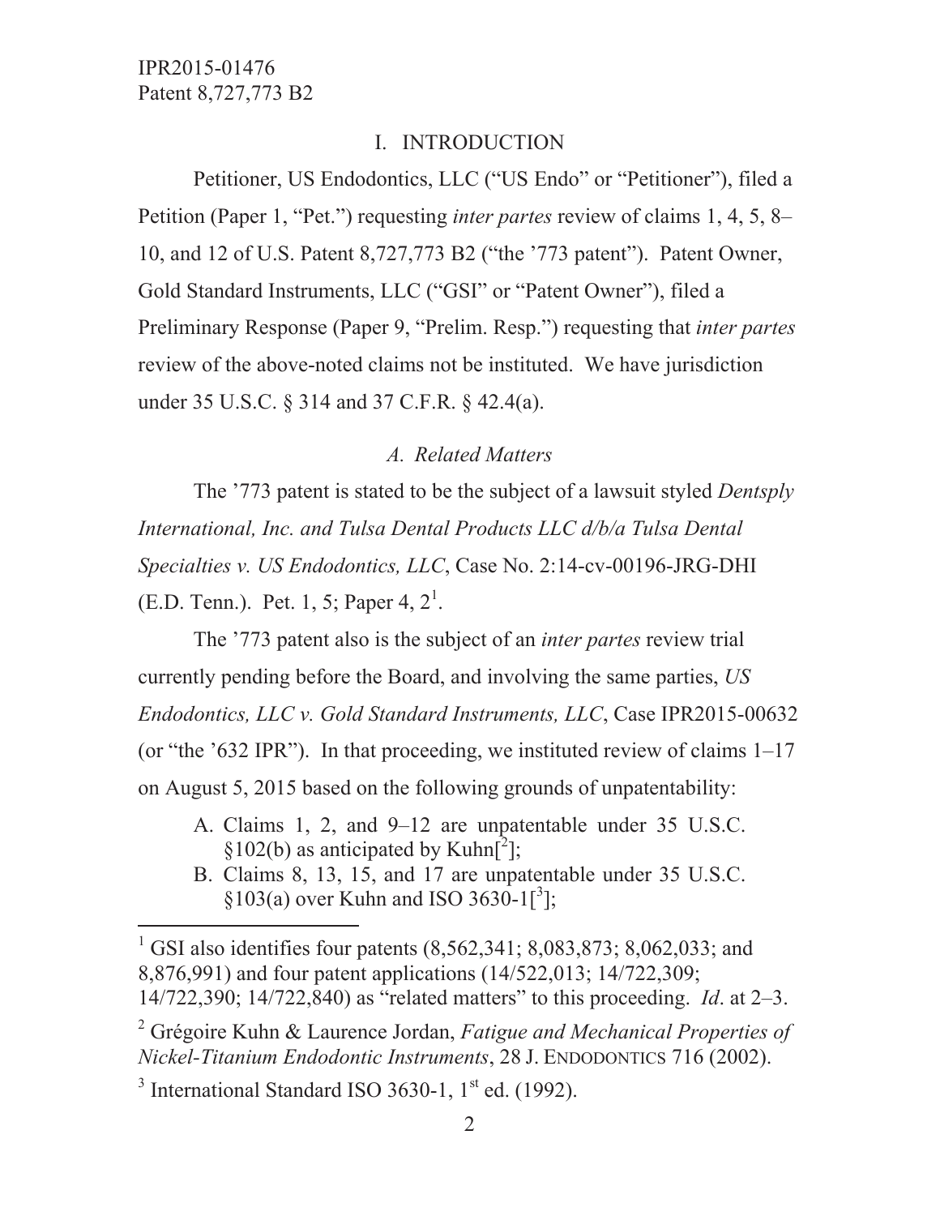## I. INTRODUCTION

Petitioner, US Endodontics, LLC ("US Endo" or "Petitioner"), filed a Petition (Paper 1, "Pet.") requesting *inter partes* review of claims 1, 4, 5, 8–10, and 12 of U.S. Patent 8,727,773 B2 ("the '773 patent"). Patent Owner, Gold Standard Instruments, LLC ("GSI" or "Patent Owner"), filed a Preliminary Response (Paper 9, "Prelim. Resp.") requesting that *inter partes* review of the above-noted claims not be instituted. We have jurisdiction under 35 U.S.C. § 314 and 37 C.F.R. § 42.4(a).

### *A. Related Matters*

The '773 patent is stated to be the subject of a lawsuit styled *Dentsply International, Inc. and Tulsa Dental Products LLC d/b/a Tulsa Dental Specialties v. US Endodontics, LLC*, Case No. 2:14-cv-00196-JRG-DHI (E.D. Tenn.). Pet. 1, 5; Paper 4, 2[1].

The '773 patent also is the subject of an *inter partes* review trial currently pending before the Board, and involving the same parties, *US Endodontics, LLC v. Gold Standard Instruments, LLC*, Case IPR2015-00632 (or "the '632 IPR"). In that proceeding, we instituted review of claims 1–17 on August 5, 2015 based on the following grounds of unpatentability:

A. Claims 1, 2, and 9–12 are unpatentable under 35 U.S.C. §102(b) as anticipated by Kuhn[[2]];

B. Claims 8, 13, 15, and 17 are unpatentable under 35 U.S.C. §103(a) over Kuhn and ISO 3630-1[[3]];

---

[1] GSI also identifies four patents (8,562,341; 8,083,873; 8,062,033; and 8,876,991) and four patent applications (14/522,013; 14/722,309; 14/722,390; 14/722,840) as "related matters" to this proceeding. *Id*. at 2–3.

[2] Grégoire Kuhn & Laurence Jordan, *Fatigue and Mechanical Properties of Nickel-Titanium Endodontic Instruments*, 28 J. ENDODONTICS 716 (2002).

[3] International Standard ISO 3630-1, 1st ed. (1992).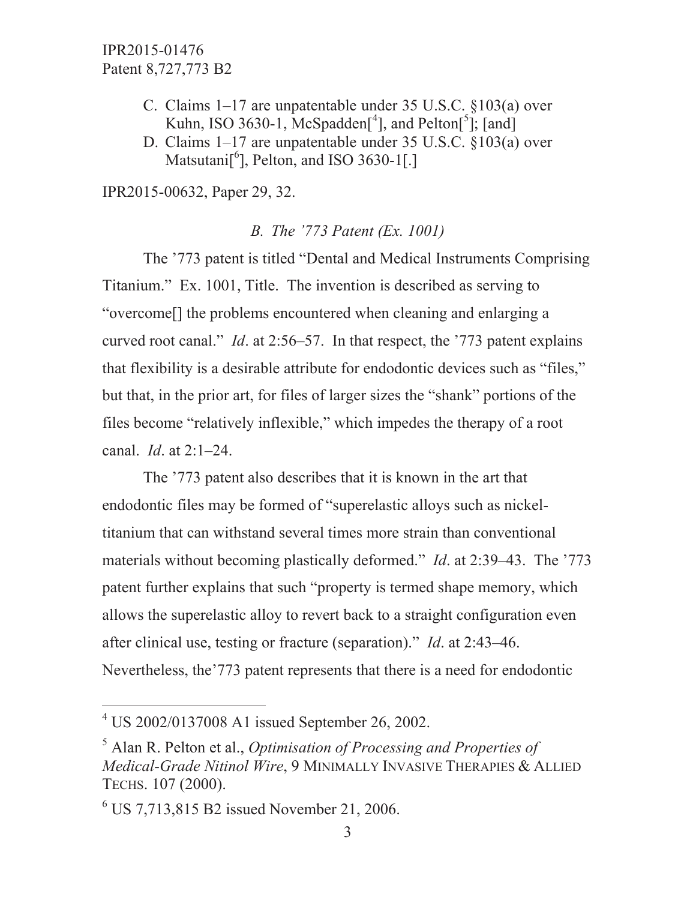C. Claims 1–17 are unpatentable under 35 U.S.C. §103(a) over Kuhn, ISO 3630-1, McSpadden[[4]], and Pelton[[5]]; [and]

D. Claims 1–17 are unpatentable under 35 U.S.C. §103(a) over Matsutani[[6]], Pelton, and ISO 3630-1[.]

IPR2015-00632, Paper 29, 32.

*B. The '773 Patent (Ex. 1001)*

The '773 patent is titled "Dental and Medical Instruments Comprising Titanium." Ex. 1001, Title. The invention is described as serving to "overcome[] the problems encountered when cleaning and enlarging a curved root canal." *Id*. at 2:56–57. In that respect, the '773 patent explains that flexibility is a desirable attribute for endodontic devices such as "files," but that, in the prior art, for files of larger sizes the "shank" portions of the files become "relatively inflexible," which impedes the therapy of a root canal. *Id*. at 2:1–24.

The '773 patent also describes that it is known in the art that endodontic files may be formed of "superelastic alloys such as nickel-titanium that can withstand several times more strain than conventional materials without becoming plastically deformed." *Id*. at 2:39–43. The '773 patent further explains that such "property is termed shape memory, which allows the superelastic alloy to revert back to a straight configuration even after clinical use, testing or fracture (separation)." *Id*. at 2:43–46. Nevertheless, the'773 patent represents that there is a need for endodontic

---

[4] US 2002/0137008 A1 issued September 26, 2002.

[5] Alan R. Pelton et al., *Optimisation of Processing and Properties of Medical-Grade Nitinol Wire*, 9 MINIMALLY INVASIVE THERAPIES & ALLIED TECHS. 107 (2000).

[6] US 7,713,815 B2 issued November 21, 2006.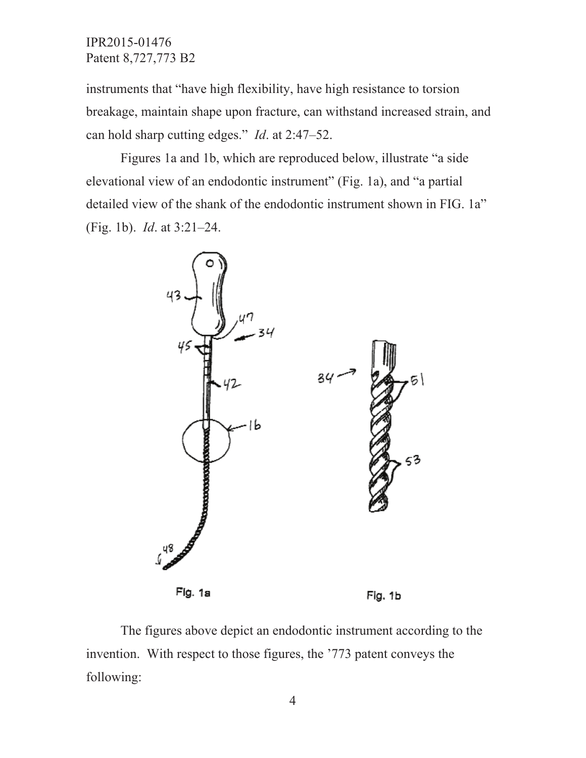instruments that "have high flexibility, have high resistance to torsion breakage, maintain shape upon fracture, can withstand increased strain, and can hold sharp cutting edges." *Id*. at 2:47–52.

Figures 1a and 1b, which are reproduced below, illustrate "a side elevational view of an endodontic instrument" (Fig. 1a), and "a partial detailed view of the shank of the endodontic instrument shown in FIG. 1a" (Fig. 1b). *Id*. at 3:21–24.

Fig. 1a

Fig. 1b

The figures above depict an endodontic instrument according to the invention. With respect to those figures, the '773 patent conveys the following: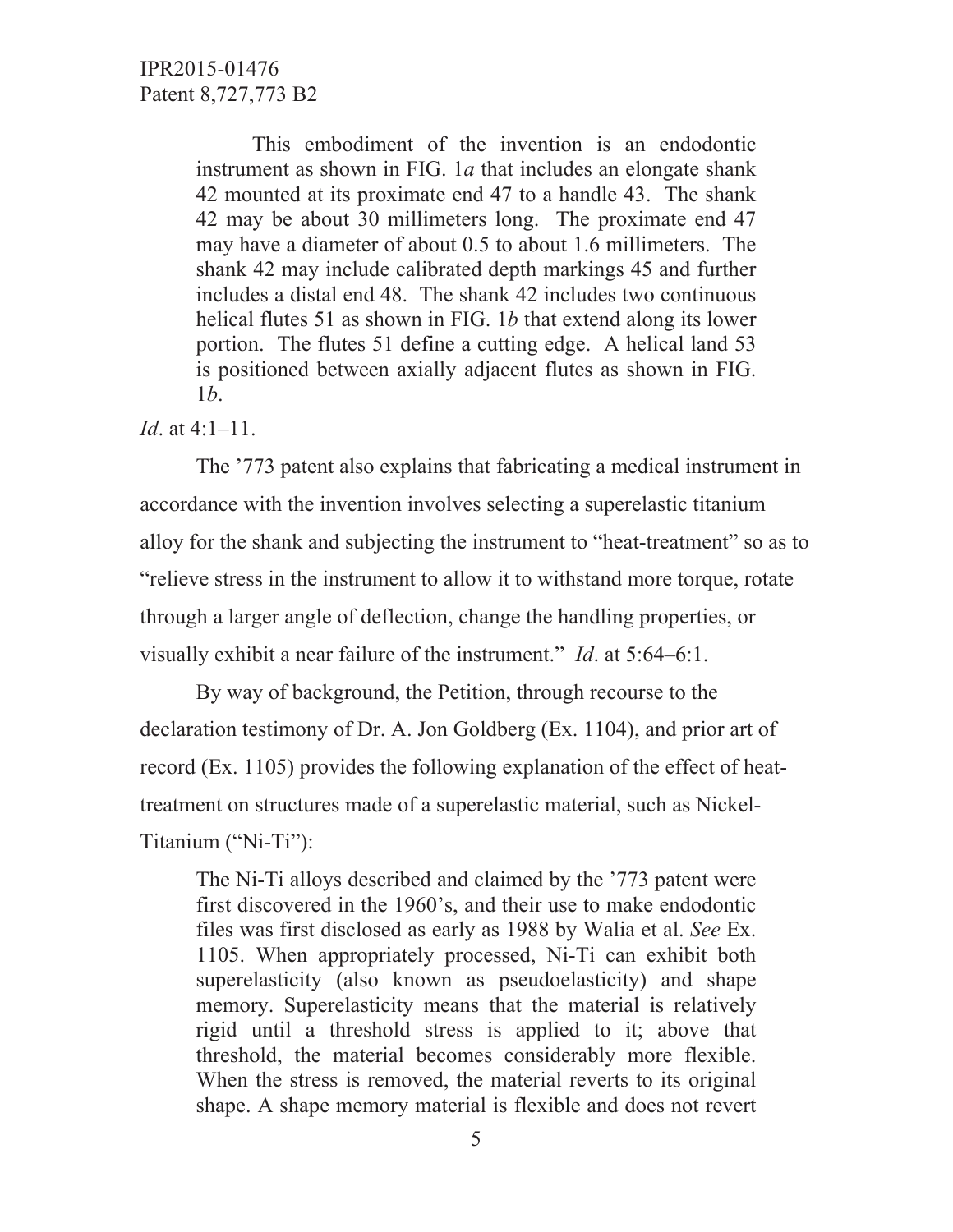> This embodiment of the invention is an endodontic instrument as shown in FIG. 1*a* that includes an elongate shank 42 mounted at its proximate end 47 to a handle 43. The shank 42 may be about 30 millimeters long. The proximate end 47 may have a diameter of about 0.5 to about 1.6 millimeters. The shank 42 may include calibrated depth markings 45 and further includes a distal end 48. The shank 42 includes two continuous helical flutes 51 as shown in FIG. 1*b* that extend along its lower portion. The flutes 51 define a cutting edge. A helical land 53 is positioned between axially adjacent flutes as shown in FIG. 1*b*.

*Id*. at 4:1–11.

The '773 patent also explains that fabricating a medical instrument in accordance with the invention involves selecting a superelastic titanium alloy for the shank and subjecting the instrument to "heat-treatment" so as to "relieve stress in the instrument to allow it to withstand more torque, rotate through a larger angle of deflection, change the handling properties, or visually exhibit a near failure of the instrument." *Id*. at 5:64–6:1.

By way of background, the Petition, through recourse to the declaration testimony of Dr. A. Jon Goldberg (Ex. 1104), and prior art of record (Ex. 1105) provides the following explanation of the effect of heat-treatment on structures made of a superelastic material, such as Nickel-Titanium ("Ni-Ti"):

> The Ni-Ti alloys described and claimed by the '773 patent were first discovered in the 1960's, and their use to make endodontic files was first disclosed as early as 1988 by Walia et al. *See* Ex. 1105. When appropriately processed, Ni-Ti can exhibit both superelasticity (also known as pseudoelasticity) and shape memory. Superelasticity means that the material is relatively rigid until a threshold stress is applied to it; above that threshold, the material becomes considerably more flexible. When the stress is removed, the material reverts to its original shape. A shape memory material is flexible and does not revert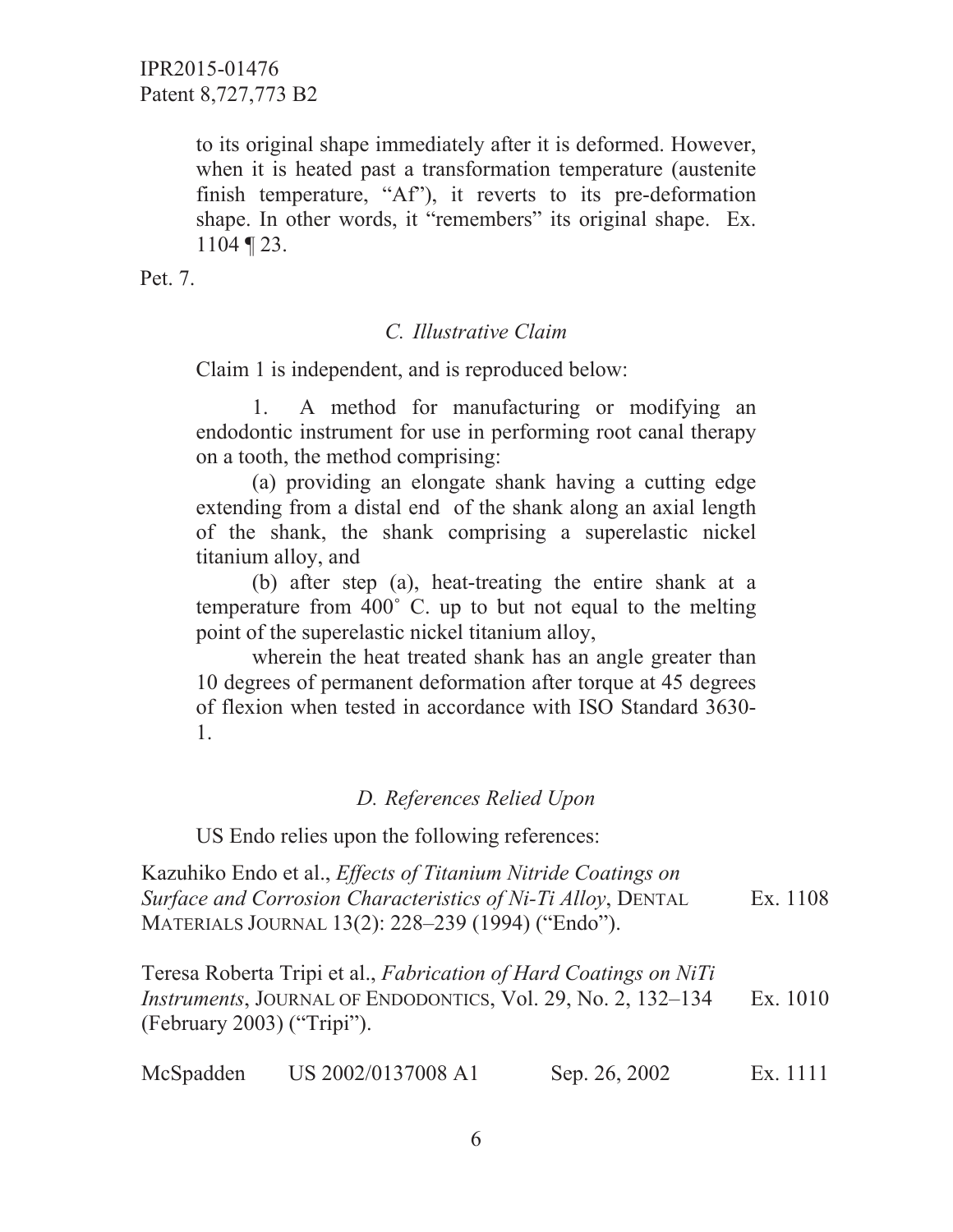> to its original shape immediately after it is deformed. However, when it is heated past a transformation temperature (austenite finish temperature, "Af"), it reverts to its pre-deformation shape. In other words, it "remembers" its original shape. Ex. 1104 ¶ 23.

Pet. 7.

### *C. Illustrative Claim*

Claim 1 is independent, and is reproduced below:

> 1. A method for manufacturing or modifying an endodontic instrument for use in performing root canal therapy on a tooth, the method comprising:
>
> (a) providing an elongate shank having a cutting edge extending from a distal end of the shank along an axial length of the shank, the shank comprising a superelastic nickel titanium alloy, and
>
> (b) after step (a), heat-treating the entire shank at a temperature from 400° C. up to but not equal to the melting point of the superelastic nickel titanium alloy,
>
> wherein the heat treated shank has an angle greater than 10 degrees of permanent deformation after torque at 45 degrees of flexion when tested in accordance with ISO Standard 3630-1.

### *D. References Relied Upon*

US Endo relies upon the following references:

| | | |
|---|---|---|
| Kazuhiko Endo et al., *Effects of Titanium Nitride Coatings on Surface and Corrosion Characteristics of Ni-Ti Alloy*, DENTAL MATERIALS JOURNAL 13(2): 228–239 (1994) ("Endo"). | | Ex. 1108 |
| Teresa Roberta Tripi et al., *Fabrication of Hard Coatings on NiTi Instruments*, JOURNAL OF ENDODONTICS, Vol. 29, No. 2, 132–134 (February 2003) ("Tripi"). | | Ex. 1010 |
| McSpadden US 2002/0137008 A1 | Sep. 26, 2002 | Ex. 1111 |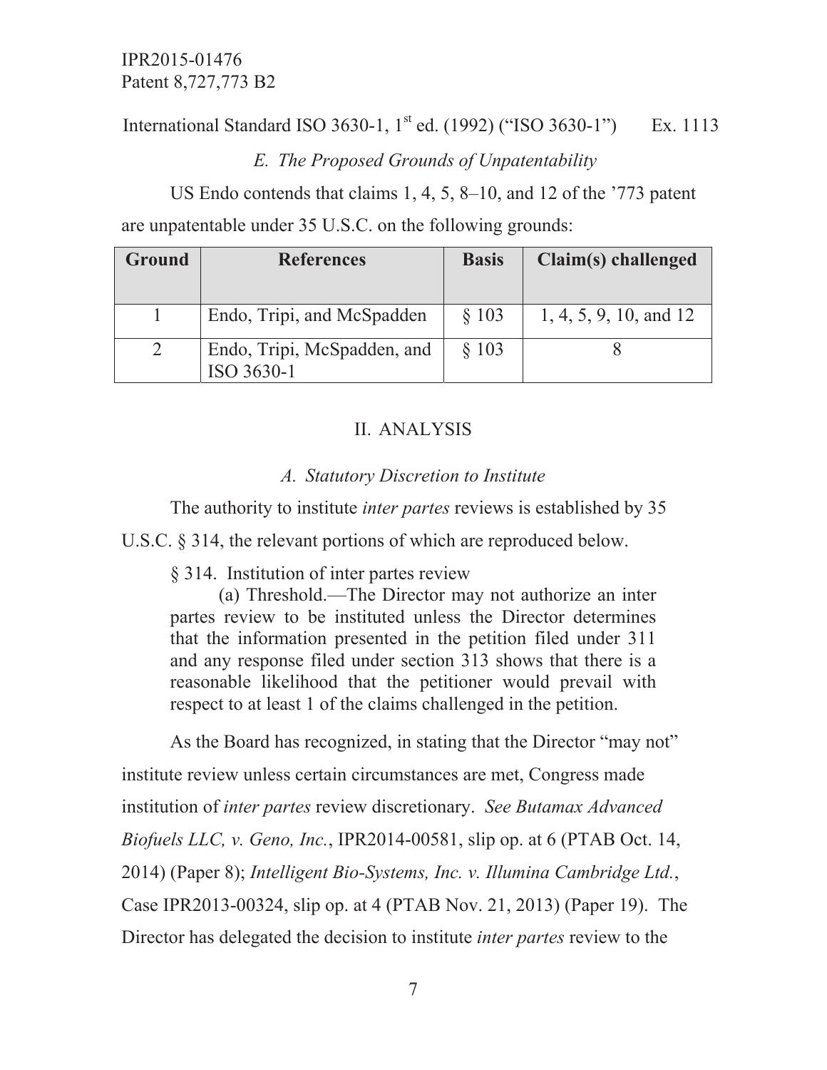International Standard ISO 3630-1, 1st ed. (1992) ("ISO 3630-1") Ex. 1113

*E. The Proposed Grounds of Unpatentability*

US Endo contends that claims 1, 4, 5, 8–10, and 12 of the '773 patent are unpatentable under 35 U.S.C. on the following grounds:

| Ground | References | Basis | Claim(s) challenged |
|---|---|---|---|
| 1 | Endo, Tripi, and McSpadden | § 103 | 1, 4, 5, 9, 10, and 12 |
| 2 | Endo, Tripi, McSpadden, and ISO 3630-1 | § 103 | 8 |

## II. ANALYSIS

### *A. Statutory Discretion to Institute*

The authority to institute *inter partes* reviews is established by 35 U.S.C. § 314, the relevant portions of which are reproduced below.

> § 314. Institution of inter partes review
>
> (a) Threshold.—The Director may not authorize an inter partes review to be instituted unless the Director determines that the information presented in the petition filed under 311 and any response filed under section 313 shows that there is a reasonable likelihood that the petitioner would prevail with respect to at least 1 of the claims challenged in the petition.

As the Board has recognized, in stating that the Director "may not" institute review unless certain circumstances are met, Congress made institution of *inter partes* review discretionary. *See Butamax Advanced Biofuels LLC, v. Geno, Inc.*, IPR2014-00581, slip op. at 6 (PTAB Oct. 14, 2014) (Paper 8); *Intelligent Bio-Systems, Inc. v. Illumina Cambridge Ltd.*, Case IPR2013-00324, slip op. at 4 (PTAB Nov. 21, 2013) (Paper 19). The Director has delegated the decision to institute *inter partes* review to the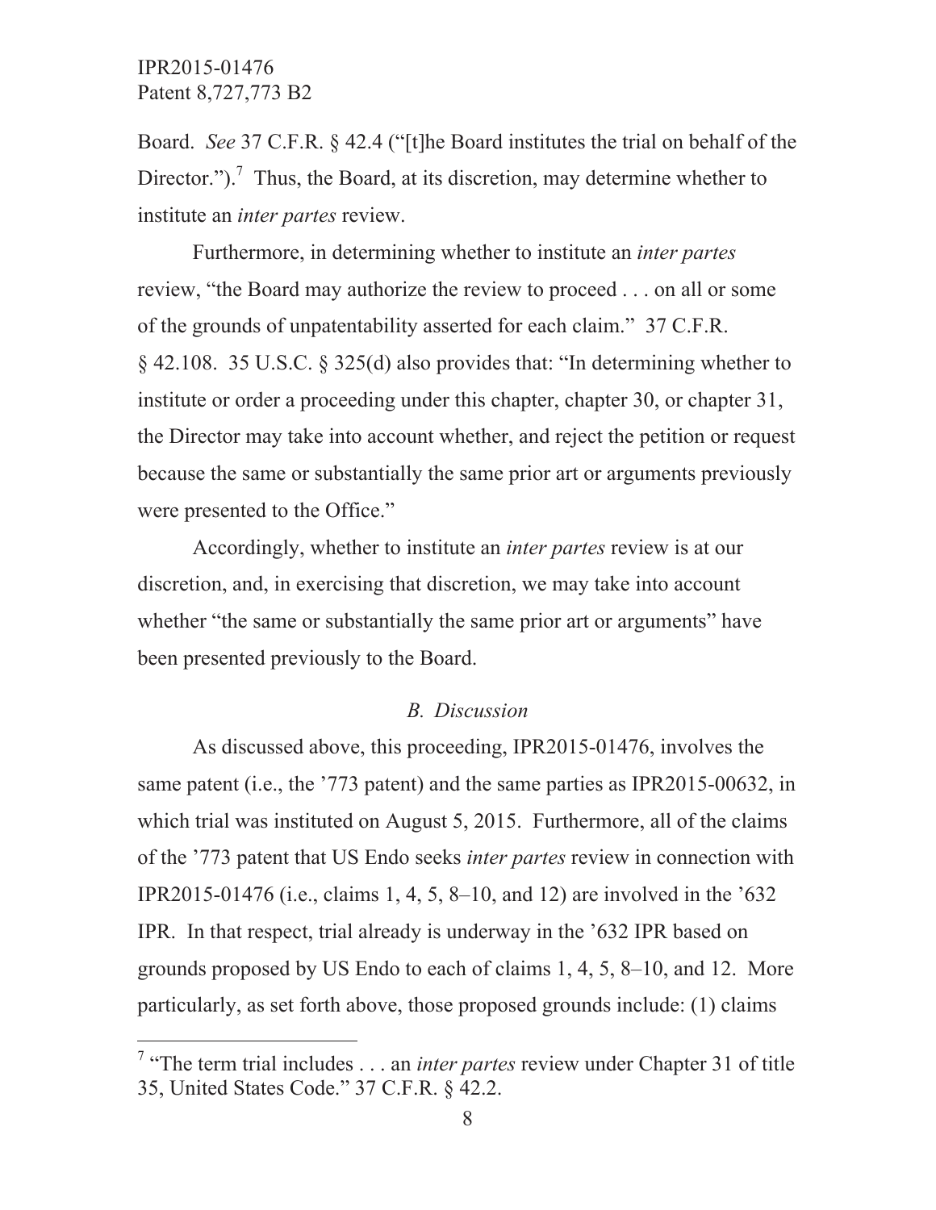Board. *See* 37 C.F.R. § 42.4 ("[t]he Board institutes the trial on behalf of the Director.").[7] Thus, the Board, at its discretion, may determine whether to institute an *inter partes* review.

Furthermore, in determining whether to institute an *inter partes* review, "the Board may authorize the review to proceed . . . on all or some of the grounds of unpatentability asserted for each claim." 37 C.F.R. § 42.108. 35 U.S.C. § 325(d) also provides that: "In determining whether to institute or order a proceeding under this chapter, chapter 30, or chapter 31, the Director may take into account whether, and reject the petition or request because the same or substantially the same prior art or arguments previously were presented to the Office."

Accordingly, whether to institute an *inter partes* review is at our discretion, and, in exercising that discretion, we may take into account whether "the same or substantially the same prior art or arguments" have been presented previously to the Board.

### *B. Discussion*

As discussed above, this proceeding, IPR2015-01476, involves the same patent (i.e., the '773 patent) and the same parties as IPR2015-00632, in which trial was instituted on August 5, 2015. Furthermore, all of the claims of the '773 patent that US Endo seeks *inter partes* review in connection with IPR2015-01476 (i.e., claims 1, 4, 5, 8–10, and 12) are involved in the '632 IPR. In that respect, trial already is underway in the '632 IPR based on grounds proposed by US Endo to each of claims 1, 4, 5, 8–10, and 12. More particularly, as set forth above, those proposed grounds include: (1) claims

---

[7] "The term trial includes . . . an *inter partes* review under Chapter 31 of title 35, United States Code." 37 C.F.R. § 42.2.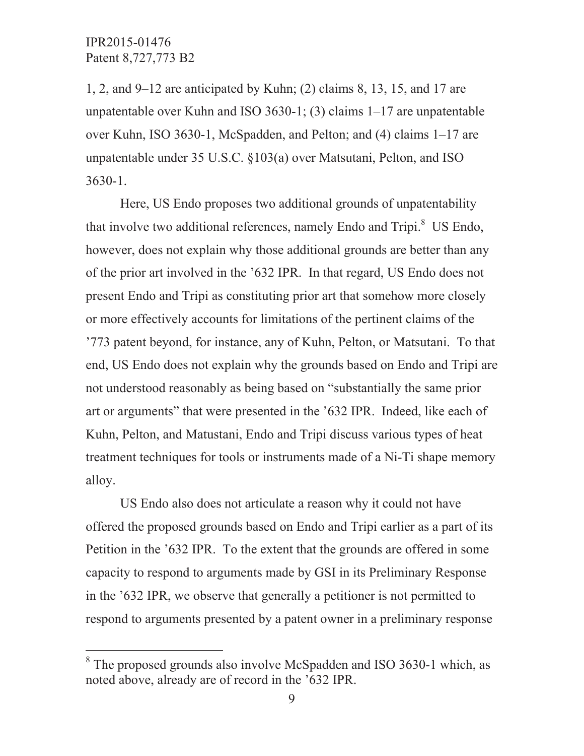1, 2, and 9–12 are anticipated by Kuhn; (2) claims 8, 13, 15, and 17 are unpatentable over Kuhn and ISO 3630-1; (3) claims 1–17 are unpatentable over Kuhn, ISO 3630-1, McSpadden, and Pelton; and (4) claims 1–17 are unpatentable under 35 U.S.C. §103(a) over Matsutani, Pelton, and ISO 3630-1.

Here, US Endo proposes two additional grounds of unpatentability that involve two additional references, namely Endo and Tripi.[8] US Endo, however, does not explain why those additional grounds are better than any of the prior art involved in the '632 IPR. In that regard, US Endo does not present Endo and Tripi as constituting prior art that somehow more closely or more effectively accounts for limitations of the pertinent claims of the '773 patent beyond, for instance, any of Kuhn, Pelton, or Matsutani. To that end, US Endo does not explain why the grounds based on Endo and Tripi are not understood reasonably as being based on "substantially the same prior art or arguments" that were presented in the '632 IPR. Indeed, like each of Kuhn, Pelton, and Matustani, Endo and Tripi discuss various types of heat treatment techniques for tools or instruments made of a Ni-Ti shape memory alloy.

US Endo also does not articulate a reason why it could not have offered the proposed grounds based on Endo and Tripi earlier as a part of its Petition in the '632 IPR. To the extent that the grounds are offered in some capacity to respond to arguments made by GSI in its Preliminary Response in the '632 IPR, we observe that generally a petitioner is not permitted to respond to arguments presented by a patent owner in a preliminary response

[8] The proposed grounds also involve McSpadden and ISO 3630-1 which, as noted above, already are of record in the '632 IPR.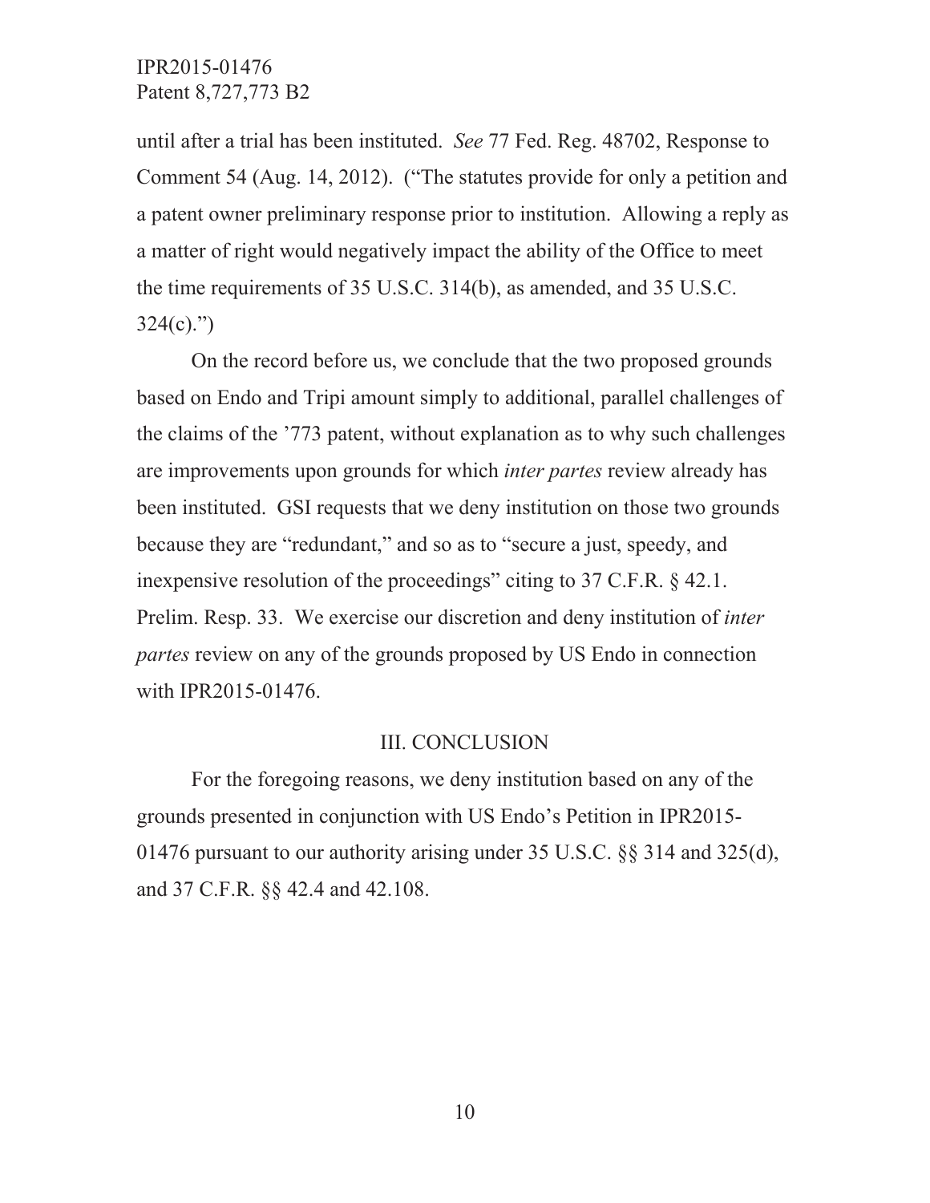until after a trial has been instituted. *See* 77 Fed. Reg. 48702, Response to Comment 54 (Aug. 14, 2012). ("The statutes provide for only a petition and a patent owner preliminary response prior to institution. Allowing a reply as a matter of right would negatively impact the ability of the Office to meet the time requirements of 35 U.S.C. 314(b), as amended, and 35 U.S.C. 324(c).")

On the record before us, we conclude that the two proposed grounds based on Endo and Tripi amount simply to additional, parallel challenges of the claims of the '773 patent, without explanation as to why such challenges are improvements upon grounds for which *inter partes* review already has been instituted. GSI requests that we deny institution on those two grounds because they are "redundant," and so as to "secure a just, speedy, and inexpensive resolution of the proceedings" citing to 37 C.F.R. § 42.1. Prelim. Resp. 33. We exercise our discretion and deny institution of *inter partes* review on any of the grounds proposed by US Endo in connection with IPR2015-01476.

## III. CONCLUSION

For the foregoing reasons, we deny institution based on any of the grounds presented in conjunction with US Endo's Petition in IPR2015-01476 pursuant to our authority arising under 35 U.S.C. §§ 314 and 325(d), and 37 C.F.R. §§ 42.4 and 42.108.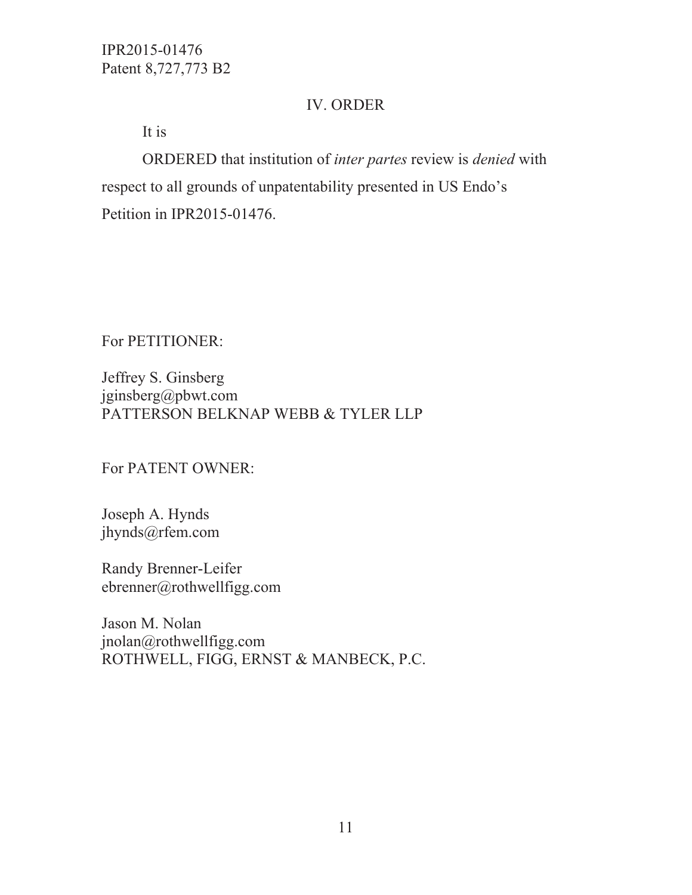## IV. ORDER

It is

ORDERED that institution of *inter partes* review is *denied* with respect to all grounds of unpatentability presented in US Endo's Petition in IPR2015-01476.

For PETITIONER:

Jeffrey S. Ginsberg
jginsberg@pbwt.com
PATTERSON BELKNAP WEBB & TYLER LLP

For PATENT OWNER:

Joseph A. Hynds
jhynds@rfem.com

Randy Brenner-Leifer
ebrenner@rothwellfigg.com

Jason M. Nolan
jnolan@rothwellfigg.com
ROTHWELL, FIGG, ERNST & MANBECK, P.C.